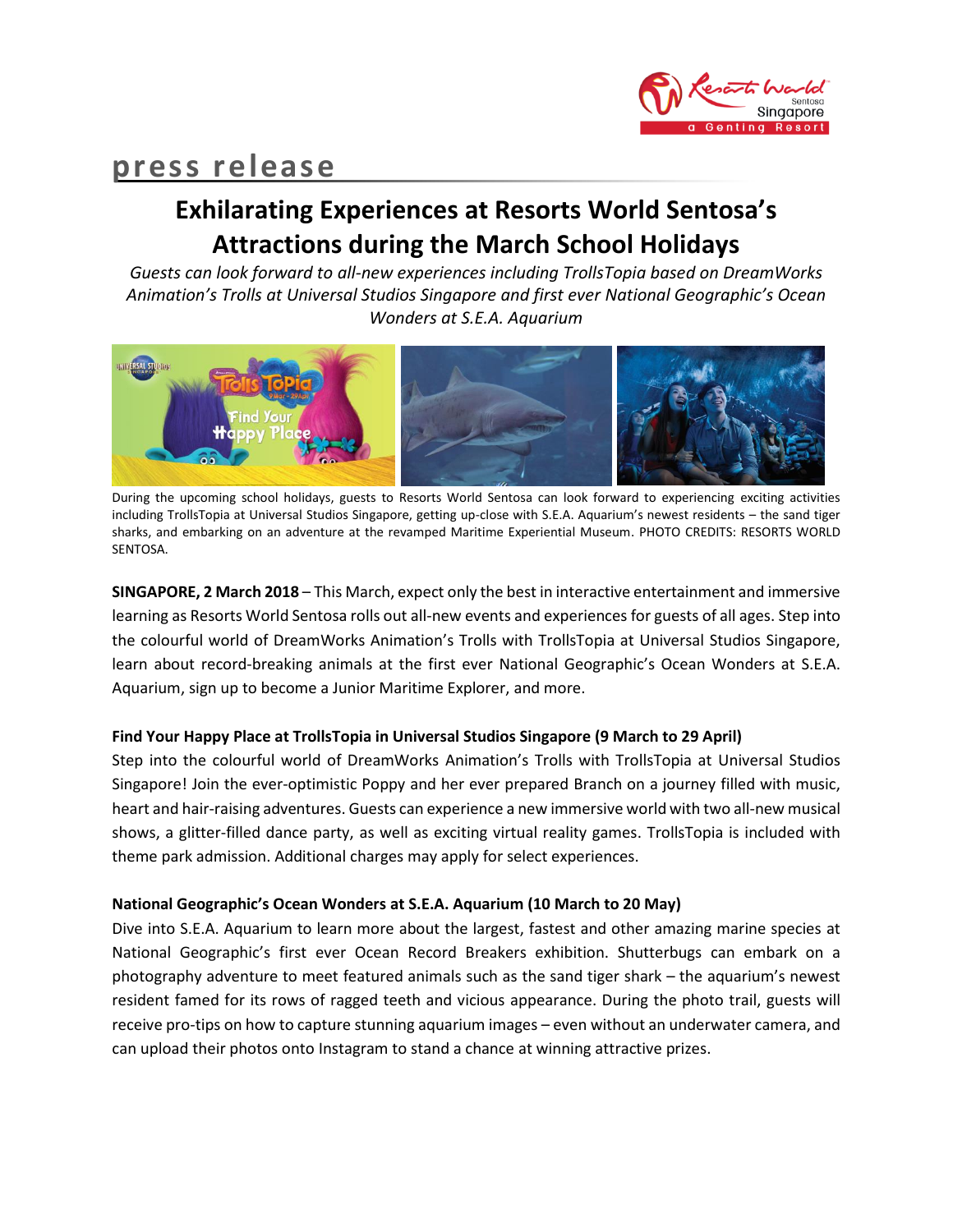press release

# Exhilarating Experiences at Resorts World Sentosa's Attractions during the March School Holidays

*Guests can look forward to all-new experiences including TrollsTopia based on DreamWorks Animation's Trolls at Universal Studios Singapore and first ever National Geographic's Ocean Wonders at S.E.A. Aquarium*

During the upcoming school holidays, guests to Resorts World Sentosa can look forward to experiencing exciting activities including TrollsTopia at Universal Studios Singapore, getting up-close with S.E.A. Aquarium's newest residents – the sand tiger sharks, and embarking on an adventure at the revamped Maritime Experiential Museum. PHOTO CREDITS: RESORTS WORLD SENTOSA.

**SINGAPORE, 2 March 2018** – This March, expect only the best in interactive entertainment and immersive learning as Resorts World Sentosa rolls out all-new events and experiences for guests of all ages. Step into the colourful world of DreamWorks Animation's Trolls with TrollsTopia at Universal Studios Singapore, learn about record-breaking animals at the first ever National Geographic's Ocean Wonders at S.E.A. Aquarium, sign up to become a Junior Maritime Explorer, and more.

**Find Your Happy Place at TrollsTopia in Universal Studios Singapore (9 March to 29 April)**

Step into the colourful world of DreamWorks Animation's Trolls with TrollsTopia at Universal Studios Singapore! Join the ever-optimistic Poppy and her ever prepared Branch on a journey filled with music, heart and hair-raising adventures. Guests can experience a new immersive world with two all-new musical shows, a glitter-filled dance party, as well as exciting virtual reality games. TrollsTopia is included with theme park admission. Additional charges may apply for select experiences.

**National Geographic's Ocean Wonders at S.E.A. Aquarium (10 March to 20 May)**

Dive into S.E.A. Aquarium to learn more about the largest, fastest and other amazing marine species at National Geographic's first ever Ocean Record Breakers exhibition. Shutterbugs can embark on a photography adventure to meet featured animals such as the sand tiger shark – the aquarium's newest resident famed for its rows of ragged teeth and vicious appearance. During the photo trail, guests will receive pro-tips on how to capture stunning aquarium images – even without an underwater camera, and can upload their photos onto Instagram to stand a chance at winning attractive prizes.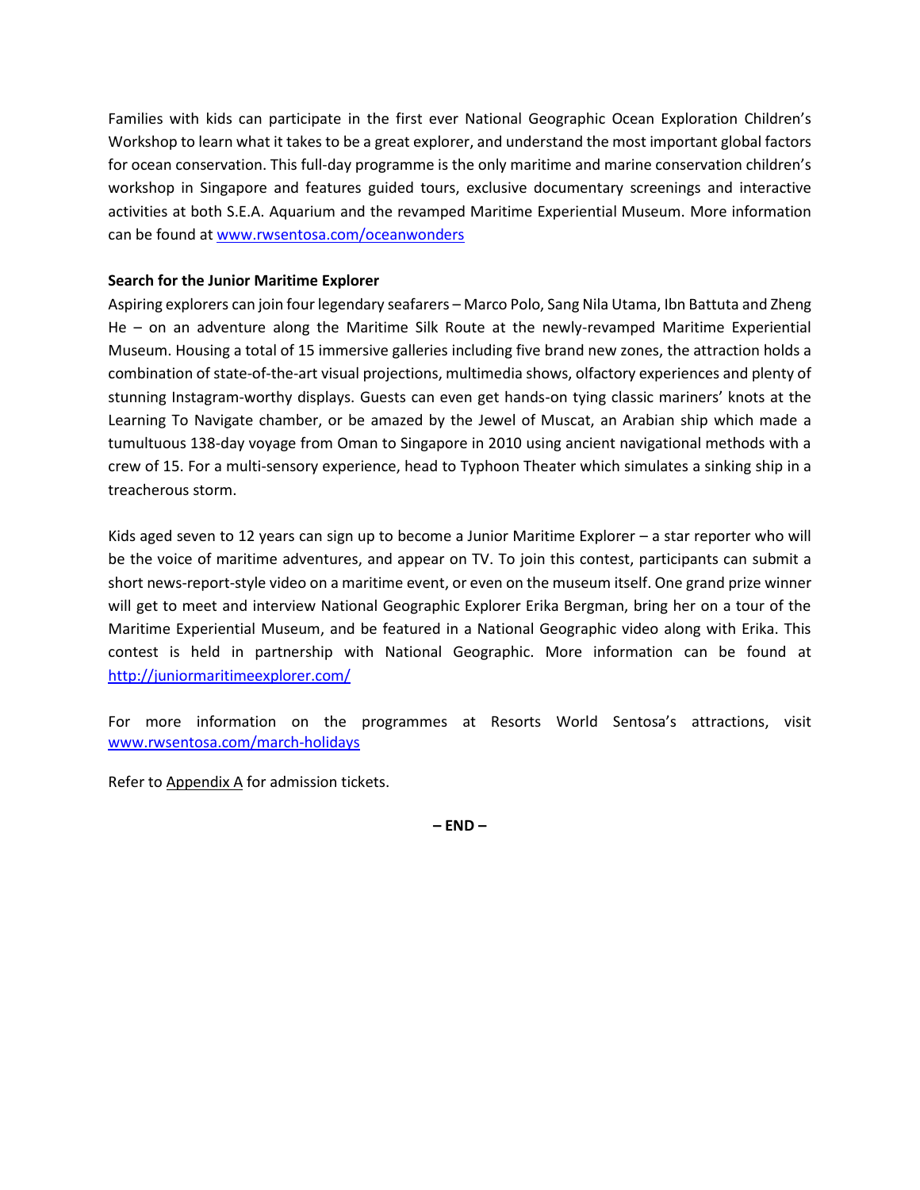Families with kids can participate in the first ever National Geographic Ocean Exploration Children's Workshop to learn what it takes to be a great explorer, and understand the most important global factors for ocean conservation. This full-day programme is the only maritime and marine conservation children's workshop in Singapore and features guided tours, exclusive documentary screenings and interactive activities at both S.E.A. Aquarium and the revamped Maritime Experiential Museum. More information can be found at [www.rwsentosa.com/oceanwonders](http://www.rwsentosa.com/oceanwonders)

**Search for the Junior Maritime Explorer**

Aspiring explorers can join four legendary seafarers – Marco Polo, Sang Nila Utama, Ibn Battuta and Zheng He – on an adventure along the Maritime Silk Route at the newly-revamped Maritime Experiential Museum. Housing a total of 15 immersive galleries including five brand new zones, the attraction holds a combination of state-of-the-art visual projections, multimedia shows, olfactory experiences and plenty of stunning Instagram-worthy displays. Guests can even get hands-on tying classic mariners' knots at the Learning To Navigate chamber, or be amazed by the Jewel of Muscat, an Arabian ship which made a tumultuous 138-day voyage from Oman to Singapore in 2010 using ancient navigational methods with a crew of 15. For a multi-sensory experience, head to Typhoon Theater which simulates a sinking ship in a treacherous storm.

Kids aged seven to 12 years can sign up to become a Junior Maritime Explorer – a star reporter who will be the voice of maritime adventures, and appear on TV. To join this contest, participants can submit a short news-report-style video on a maritime event, or even on the museum itself. One grand prize winner will get to meet and interview National Geographic Explorer Erika Bergman, bring her on a tour of the Maritime Experiential Museum, and be featured in a National Geographic video along with Erika. This contest is held in partnership with National Geographic. More information can be found at [http://juniormaritimeexplorer.com/](http://juniormaritimeexplorer.com/)

For more information on the programmes at Resorts World Sentosa's attractions, visit [www.rwsentosa.com/march-holidays](http://www.rwsentosa.com/march-holidays)

Refer to Appendix A for admission tickets.

**– END –**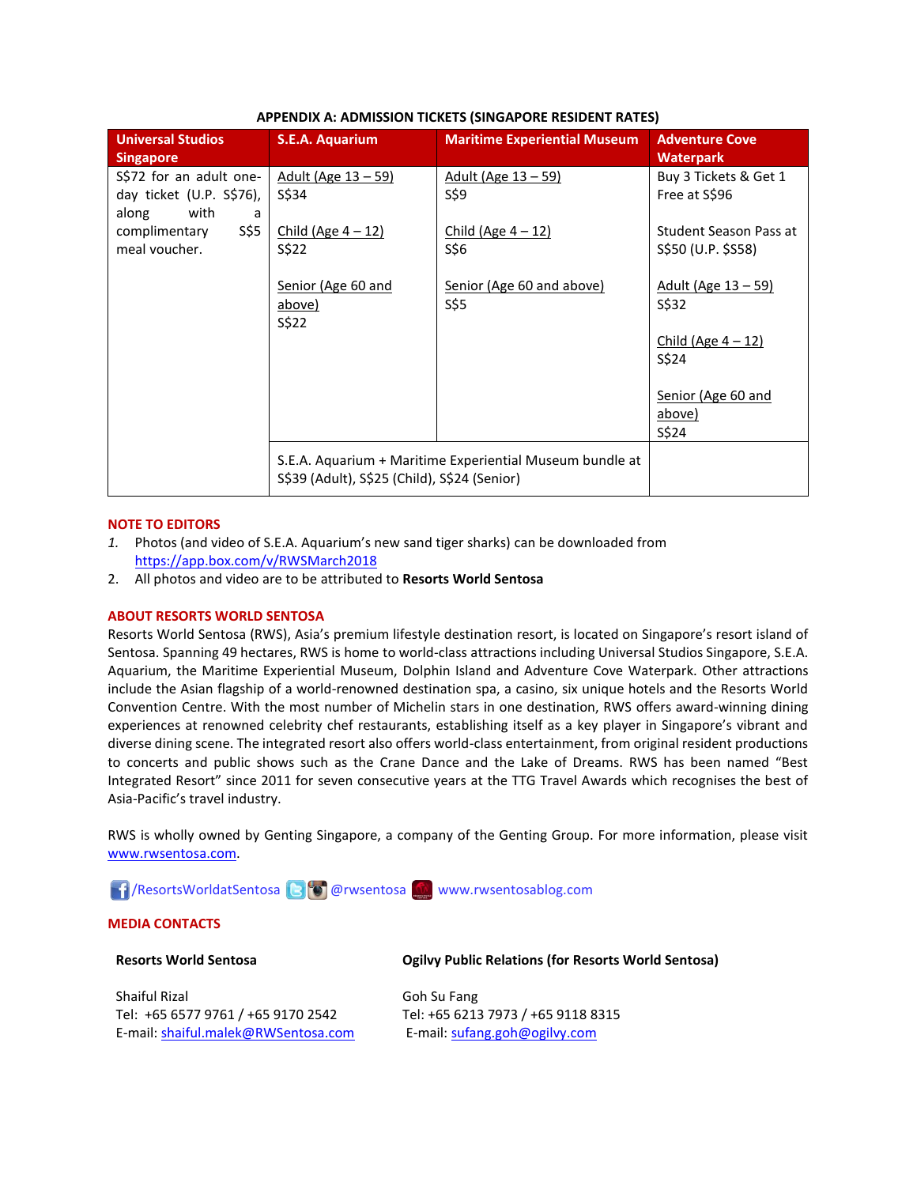**APPENDIX A: ADMISSION TICKETS (SINGAPORE RESIDENT RATES)**

| Universal Studios Singapore | S.E.A. Aquarium | Maritime Experiential Museum | Adventure Cove Waterpark |
|---|---|---|---|
| S$72 for an adult one-day ticket (U.P. S$76), along with a complimentary S$5 meal voucher. | Adult (Age 13 – 59) S$34<br><br>Child (Age 4 – 12) S$22<br><br>Senior (Age 60 and above) S$22 | Adult (Age 13 – 59) S$9<br><br>Child (Age 4 – 12) S$6<br><br>Senior (Age 60 and above) S$5 | Buy 3 Tickets & Get 1 Free at S$96<br><br>Student Season Pass at S$50 (U.P. $S58)<br><br>Adult (Age 13 – 59) S$32<br><br>Child (Age 4 – 12) S$24<br><br>Senior (Age 60 and above) S$24 |
| | S.E.A. Aquarium + Maritime Experiential Museum bundle at S$39 (Adult), S$25 (Child), S$24 (Senior) | | |

## NOTE TO EDITORS

1. Photos (and video of S.E.A. Aquarium's new sand tiger sharks) can be downloaded from https://app.box.com/v/RWSMarch2018
2. All photos and video are to be attributed to **Resorts World Sentosa**

## ABOUT RESORTS WORLD SENTOSA

Resorts World Sentosa (RWS), Asia's premium lifestyle destination resort, is located on Singapore's resort island of Sentosa. Spanning 49 hectares, RWS is home to world-class attractions including Universal Studios Singapore, S.E.A. Aquarium, the Maritime Experiential Museum, Dolphin Island and Adventure Cove Waterpark. Other attractions include the Asian flagship of a world-renowned destination spa, a casino, six unique hotels and the Resorts World Convention Centre. With the most number of Michelin stars in one destination, RWS offers award-winning dining experiences at renowned celebrity chef restaurants, establishing itself as a key player in Singapore's vibrant and diverse dining scene. The integrated resort also offers world-class entertainment, from original resident productions to concerts and public shows such as the Crane Dance and the Lake of Dreams. RWS has been named "Best Integrated Resort" since 2011 for seven consecutive years at the TTG Travel Awards which recognises the best of Asia-Pacific's travel industry.

RWS is wholly owned by Genting Singapore, a company of the Genting Group. For more information, please visit www.rwsentosa.com.

/ResortsWorldatSentosa @rwsentosa www.rwsentosablog.com

## MEDIA CONTACTS

**Resorts World Sentosa**

Shaiful Rizal
Tel: +65 6577 9761 / +65 9170 2542
E-mail: shaiful.malek@RWSentosa.com

**Ogilvy Public Relations (for Resorts World Sentosa)**

Goh Su Fang
Tel: +65 6213 7973 / +65 9118 8315
E-mail: sufang.goh@ogilvy.com